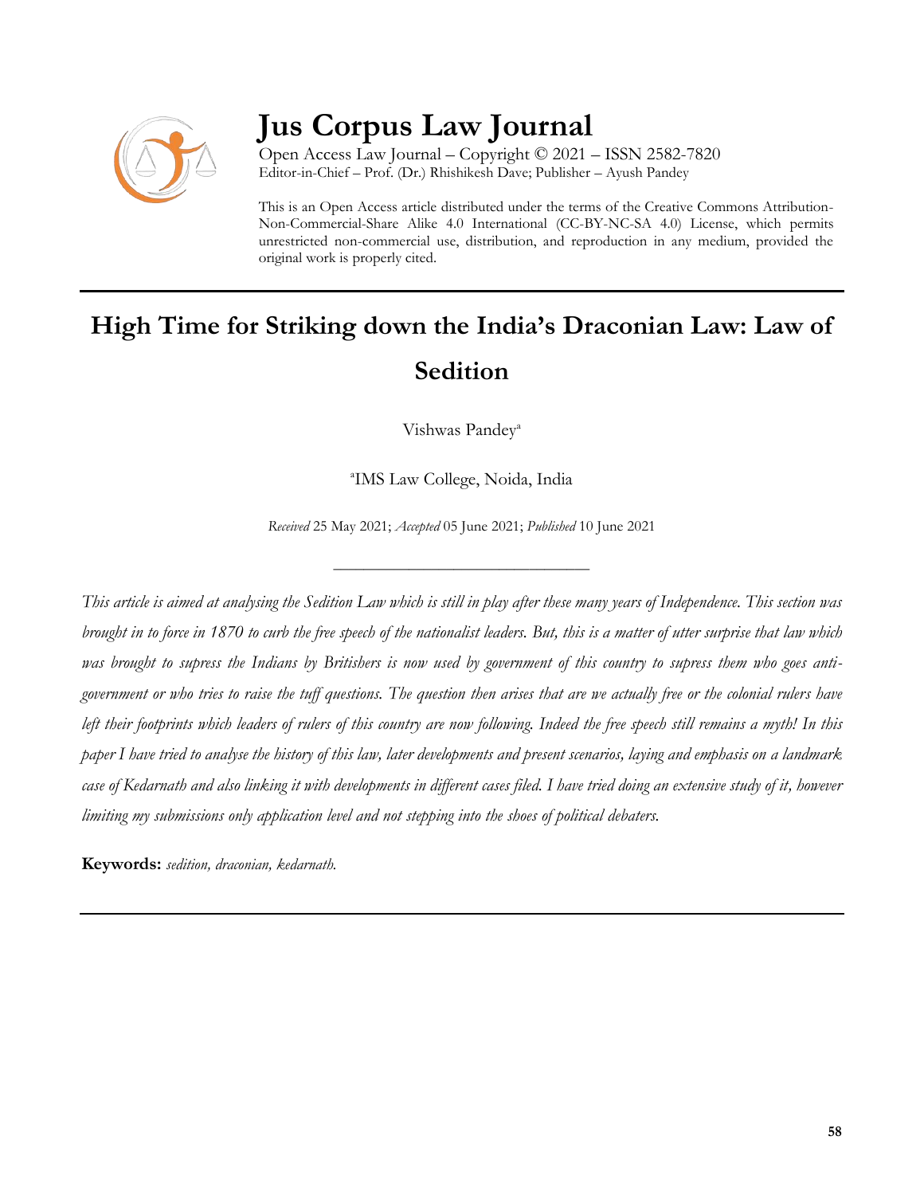# Jus Corpus Law Journal

Open Access Law Journal – Copyright © 2021 – ISSN 2582-7820
Editor-in-Chief – Prof. (Dr.) Rhishikesh Dave; Publisher – Ayush Pandey

This is an Open Access article distributed under the terms of the Creative Commons Attribution-Non-Commercial-Share Alike 4.0 International (CC-BY-NC-SA 4.0) License, which permits unrestricted non-commercial use, distribution, and reproduction in any medium, provided the original work is properly cited.

---

## High Time for Striking down the India's Draconian Law: Law of Sedition

Vishwas Pandey[a]

[a]IMS Law College, Noida, India

*Received* 25 May 2021; *Accepted* 05 June 2021; *Published* 10 June 2021

---

*This article is aimed at analysing the Sedition Law which is still in play after these many years of Independence. This section was brought in to force in 1870 to curb the free speech of the nationalist leaders. But, this is a matter of utter surprise that law which was brought to supress the Indians by Britishers is now used by government of this country to supress them who goes anti-government or who tries to raise the tuff questions. The question then arises that are we actually free or the colonial rulers have left their footprints which leaders of rulers of this country are now following. Indeed the free speech still remains a myth! In this paper I have tried to analyse the history of this law, later developments and present scenarios, laying and emphasis on a landmark case of Kedarnath and also linking it with developments in different cases filed. I have tried doing an extensive study of it, however limiting my submissions only application level and not stepping into the shoes of political debaters.*

**Keywords:** *sedition, draconian, kedarnath.*

---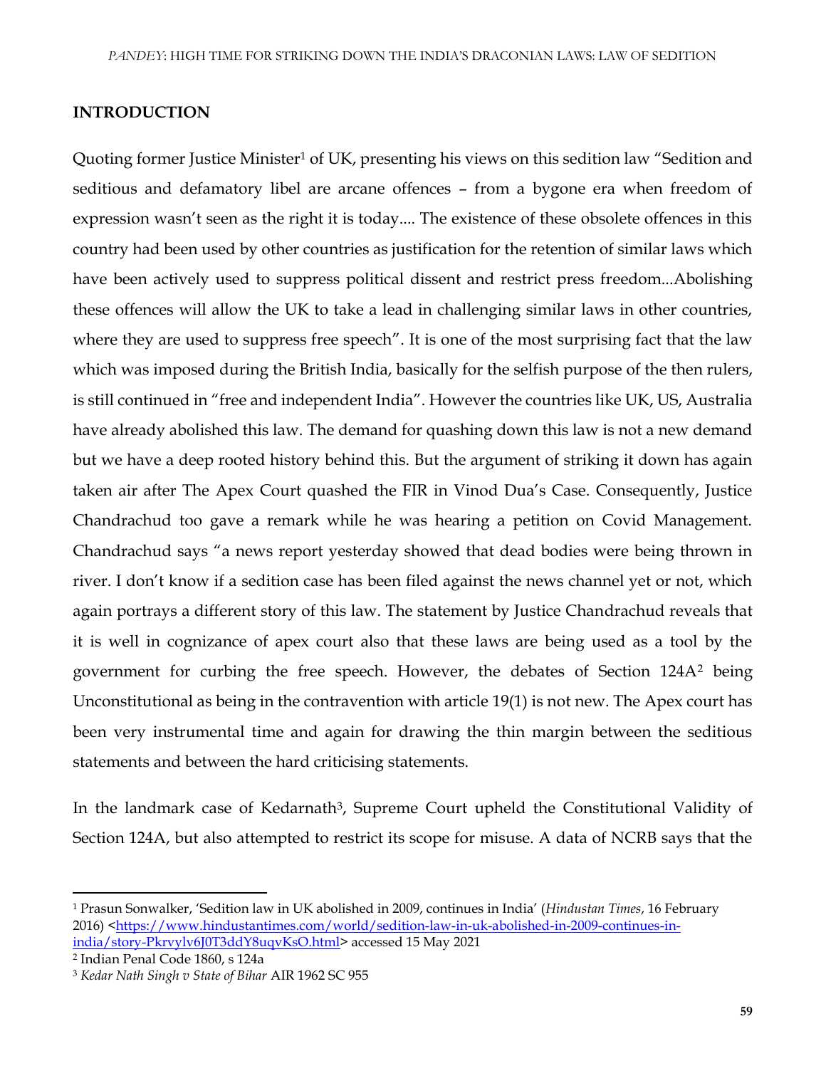## INTRODUCTION

Quoting former Justice Minister[1] of UK, presenting his views on this sedition law "Sedition and seditious and defamatory libel are arcane offences – from a bygone era when freedom of expression wasn't seen as the right it is today.... The existence of these obsolete offences in this country had been used by other countries as justification for the retention of similar laws which have been actively used to suppress political dissent and restrict press freedom...Abolishing these offences will allow the UK to take a lead in challenging similar laws in other countries, where they are used to suppress free speech". It is one of the most surprising fact that the law which was imposed during the British India, basically for the selfish purpose of the then rulers, is still continued in "free and independent India". However the countries like UK, US, Australia have already abolished this law. The demand for quashing down this law is not a new demand but we have a deep rooted history behind this. But the argument of striking it down has again taken air after The Apex Court quashed the FIR in Vinod Dua's Case. Consequently, Justice Chandrachud too gave a remark while he was hearing a petition on Covid Management. Chandrachud says "a news report yesterday showed that dead bodies were being thrown in river. I don't know if a sedition case has been filed against the news channel yet or not, which again portrays a different story of this law. The statement by Justice Chandrachud reveals that it is well in cognizance of apex court also that these laws are being used as a tool by the government for curbing the free speech. However, the debates of Section 124A[2] being Unconstitutional as being in the contravention with article 19(1) is not new. The Apex court has been very instrumental time and again for drawing the thin margin between the seditious statements and between the hard criticising statements.

In the landmark case of Kedarnath[3], Supreme Court upheld the Constitutional Validity of Section 124A, but also attempted to restrict its scope for misuse. A data of NCRB says that the

---

[1] Prasun Sonwalker, 'Sedition law in UK abolished in 2009, continues in India' (*Hindustan Times*, 16 February 2016) <https://www.hindustantimes.com/world/sedition-law-in-uk-abolished-in-2009-continues-in-india/story-Pkrvylv6J0T3ddY8uqvKsO.html> accessed 15 May 2021

[2] Indian Penal Code 1860, s 124a

[3] *Kedar Nath Singh v State of Bihar* AIR 1962 SC 955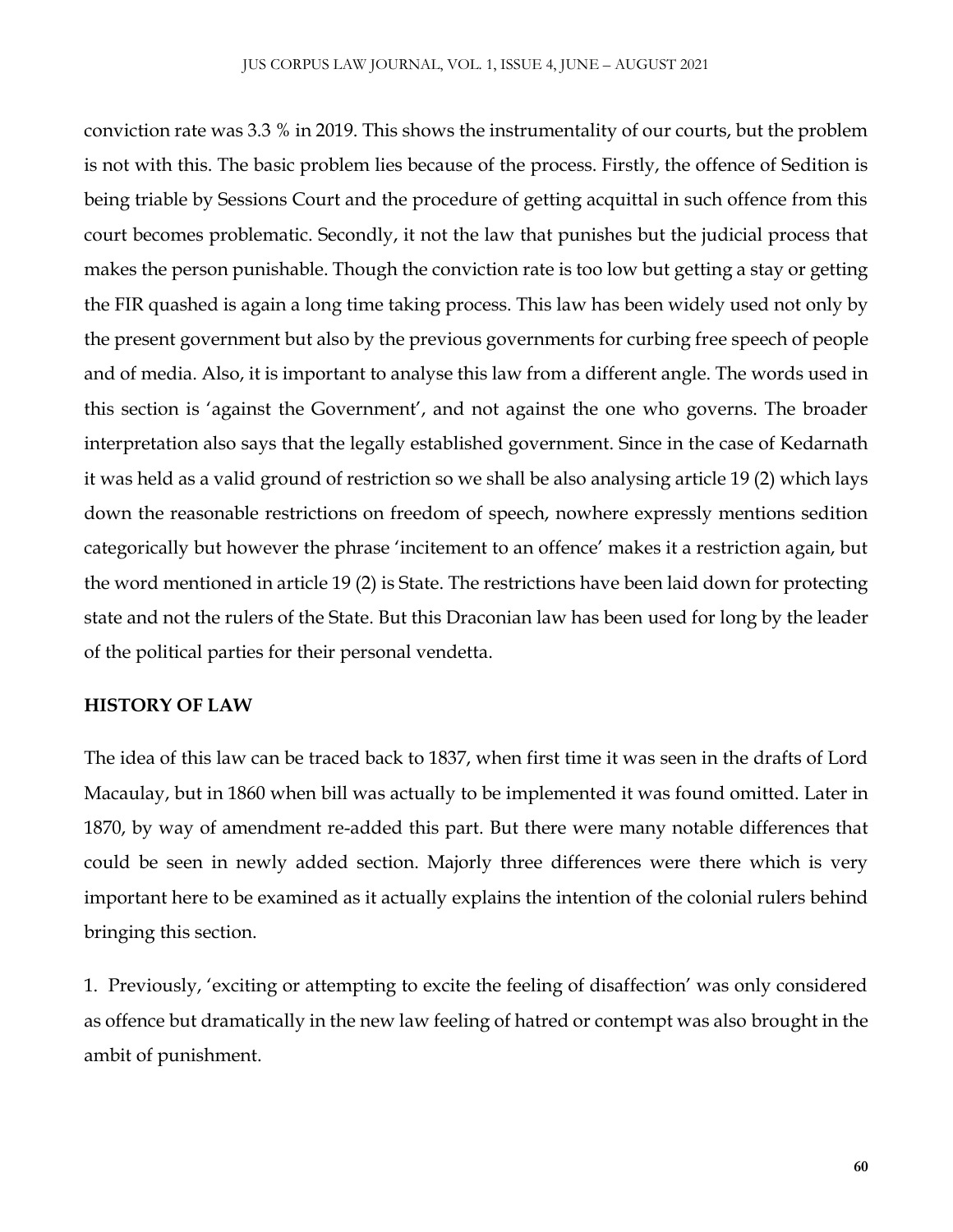conviction rate was 3.3 % in 2019. This shows the instrumentality of our courts, but the problem is not with this. The basic problem lies because of the process. Firstly, the offence of Sedition is being triable by Sessions Court and the procedure of getting acquittal in such offence from this court becomes problematic. Secondly, it not the law that punishes but the judicial process that makes the person punishable. Though the conviction rate is too low but getting a stay or getting the FIR quashed is again a long time taking process. This law has been widely used not only by the present government but also by the previous governments for curbing free speech of people and of media. Also, it is important to analyse this law from a different angle. The words used in this section is 'against the Government', and not against the one who governs. The broader interpretation also says that the legally established government. Since in the case of Kedarnath it was held as a valid ground of restriction so we shall be also analysing article 19 (2) which lays down the reasonable restrictions on freedom of speech, nowhere expressly mentions sedition categorically but however the phrase 'incitement to an offence' makes it a restriction again, but the word mentioned in article 19 (2) is State. The restrictions have been laid down for protecting state and not the rulers of the State. But this Draconian law has been used for long by the leader of the political parties for their personal vendetta.

**HISTORY OF LAW**

The idea of this law can be traced back to 1837, when first time it was seen in the drafts of Lord Macaulay, but in 1860 when bill was actually to be implemented it was found omitted. Later in 1870, by way of amendment re-added this part. But there were many notable differences that could be seen in newly added section. Majorly three differences were there which is very important here to be examined as it actually explains the intention of the colonial rulers behind bringing this section.

1. Previously, 'exciting or attempting to excite the feeling of disaffection' was only considered as offence but dramatically in the new law feeling of hatred or contempt was also brought in the ambit of punishment.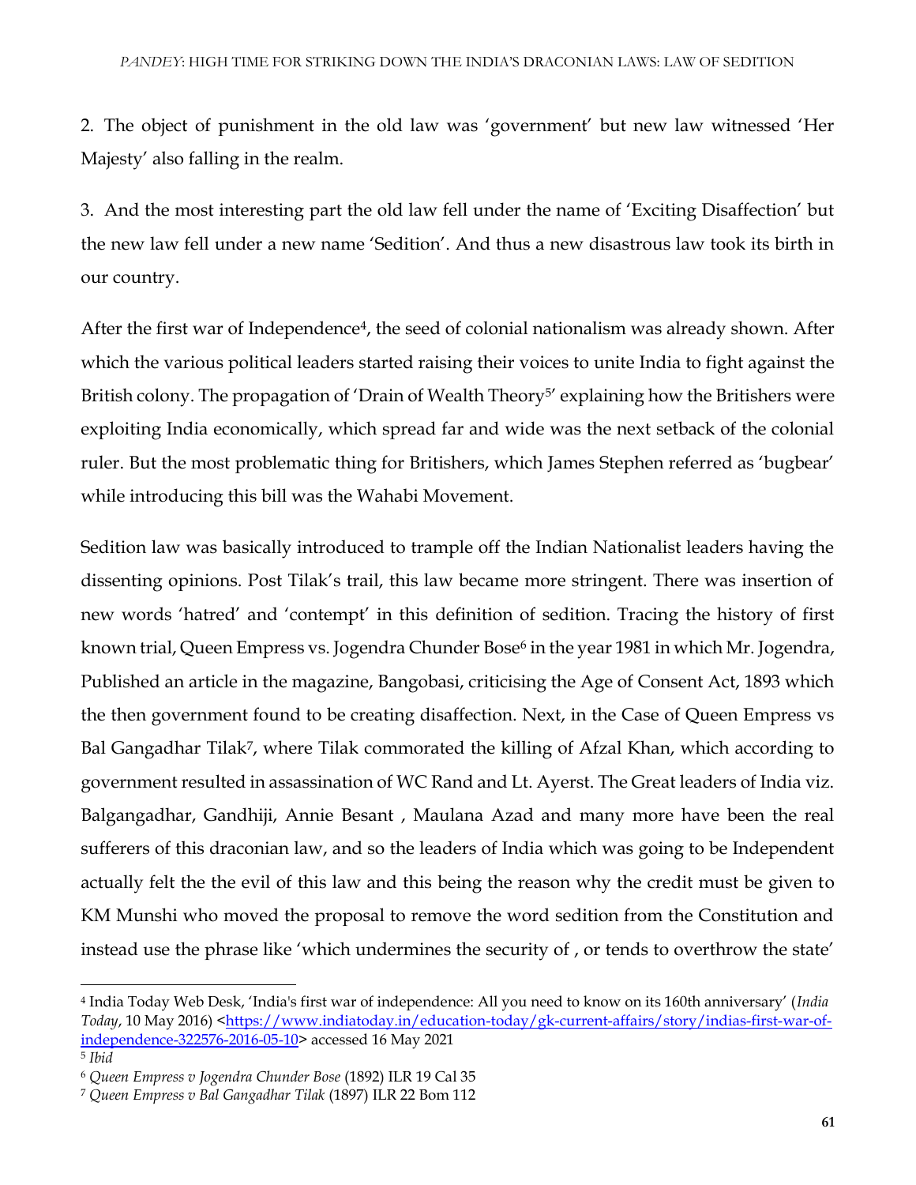2. The object of punishment in the old law was 'government' but new law witnessed 'Her Majesty' also falling in the realm.

3. And the most interesting part the old law fell under the name of 'Exciting Disaffection' but the new law fell under a new name 'Sedition'. And thus a new disastrous law took its birth in our country.

After the first war of Independence[4], the seed of colonial nationalism was already shown. After which the various political leaders started raising their voices to unite India to fight against the British colony. The propagation of 'Drain of Wealth Theory[5]' explaining how the Britishers were exploiting India economically, which spread far and wide was the next setback of the colonial ruler. But the most problematic thing for Britishers, which James Stephen referred as 'bugbear' while introducing this bill was the Wahabi Movement.

Sedition law was basically introduced to trample off the Indian Nationalist leaders having the dissenting opinions. Post Tilak's trail, this law became more stringent. There was insertion of new words 'hatred' and 'contempt' in this definition of sedition. Tracing the history of first known trial, Queen Empress vs. Jogendra Chunder Bose[6] in the year 1981 in which Mr. Jogendra, Published an article in the magazine, Bangobasi, criticising the Age of Consent Act, 1893 which the then government found to be creating disaffection. Next, in the Case of Queen Empress vs Bal Gangadhar Tilak[7], where Tilak commorated the killing of Afzal Khan, which according to government resulted in assassination of WC Rand and Lt. Ayerst. The Great leaders of India viz. Balgangadhar, Gandhiji, Annie Besant , Maulana Azad and many more have been the real sufferers of this draconian law, and so the leaders of India which was going to be Independent actually felt the the evil of this law and this being the reason why the credit must be given to KM Munshi who moved the proposal to remove the word sedition from the Constitution and instead use the phrase like 'which undermines the security of , or tends to overthrow the state'

---

[4] India Today Web Desk, 'India's first war of independence: All you need to know on its 160th anniversary' (*India Today*, 10 May 2016) <https://www.indiatoday.in/education-today/gk-current-affairs/story/indias-first-war-of-independence-322576-2016-05-10> accessed 16 May 2021

[5] *Ibid*

[6] *Queen Empress v Jogendra Chunder Bose* (1892) ILR 19 Cal 35

[7] *Queen Empress v Bal Gangadhar Tilak* (1897) ILR 22 Bom 112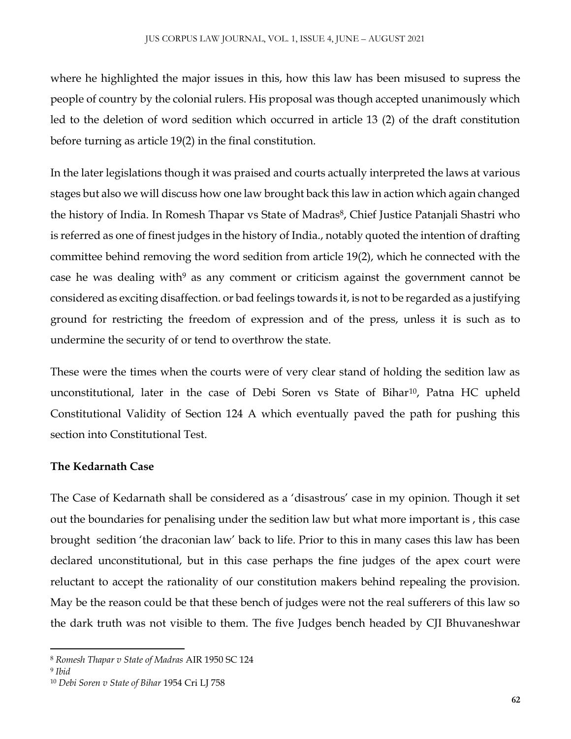where he highlighted the major issues in this, how this law has been misused to supress the people of country by the colonial rulers. His proposal was though accepted unanimously which led to the deletion of word sedition which occurred in article 13 (2) of the draft constitution before turning as article 19(2) in the final constitution.

In the later legislations though it was praised and courts actually interpreted the laws at various stages but also we will discuss how one law brought back this law in action which again changed the history of India. In Romesh Thapar vs State of Madras[8], Chief Justice Patanjali Shastri who is referred as one of finest judges in the history of India., notably quoted the intention of drafting committee behind removing the word sedition from article 19(2), which he connected with the case he was dealing with[9] as any comment or criticism against the government cannot be considered as exciting disaffection. or bad feelings towards it, is not to be regarded as a justifying ground for restricting the freedom of expression and of the press, unless it is such as to undermine the security of or tend to overthrow the state.

These were the times when the courts were of very clear stand of holding the sedition law as unconstitutional, later in the case of Debi Soren vs State of Bihar[10], Patna HC upheld Constitutional Validity of Section 124 A which eventually paved the path for pushing this section into Constitutional Test.

**The Kedarnath Case**

The Case of Kedarnath shall be considered as a 'disastrous' case in my opinion. Though it set out the boundaries for penalising under the sedition law but what more important is , this case brought sedition 'the draconian law' back to life. Prior to this in many cases this law has been declared unconstitutional, but in this case perhaps the fine judges of the apex court were reluctant to accept the rationality of our constitution makers behind repealing the provision. May be the reason could be that these bench of judges were not the real sufferers of this law so the dark truth was not visible to them. The five Judges bench headed by CJI Bhuvaneshwar

[8] *Romesh Thapar v State of Madras* AIR 1950 SC 124

[9] *Ibid*

[10] *Debi Soren v State of Bihar* 1954 Cri LJ 758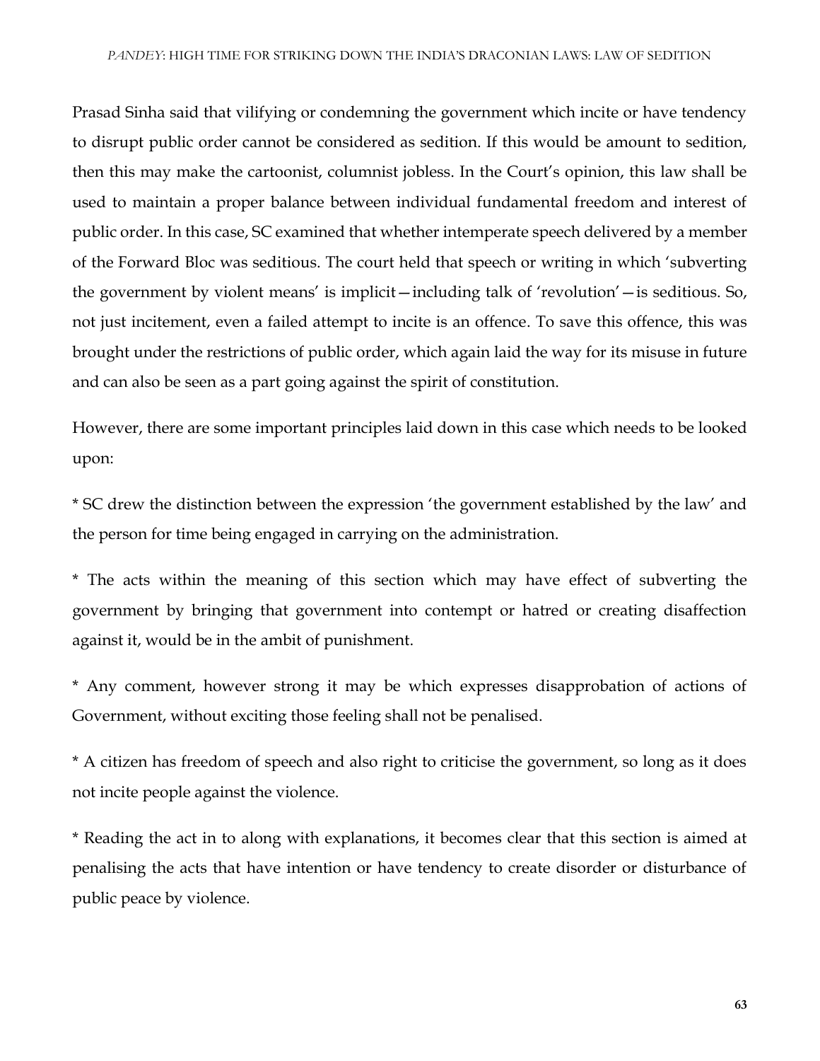Prasad Sinha said that vilifying or condemning the government which incite or have tendency to disrupt public order cannot be considered as sedition. If this would be amount to sedition, then this may make the cartoonist, columnist jobless. In the Court's opinion, this law shall be used to maintain a proper balance between individual fundamental freedom and interest of public order. In this case, SC examined that whether intemperate speech delivered by a member of the Forward Bloc was seditious. The court held that speech or writing in which 'subverting the government by violent means' is implicit—including talk of 'revolution'—is seditious. So, not just incitement, even a failed attempt to incite is an offence. To save this offence, this was brought under the restrictions of public order, which again laid the way for its misuse in future and can also be seen as a part going against the spirit of constitution.

However, there are some important principles laid down in this case which needs to be looked upon:

* SC drew the distinction between the expression 'the government established by the law' and the person for time being engaged in carrying on the administration.

* The acts within the meaning of this section which may have effect of subverting the government by bringing that government into contempt or hatred or creating disaffection against it, would be in the ambit of punishment.

* Any comment, however strong it may be which expresses disapprobation of actions of Government, without exciting those feeling shall not be penalised.

* A citizen has freedom of speech and also right to criticise the government, so long as it does not incite people against the violence.

* Reading the act in to along with explanations, it becomes clear that this section is aimed at penalising the acts that have intention or have tendency to create disorder or disturbance of public peace by violence.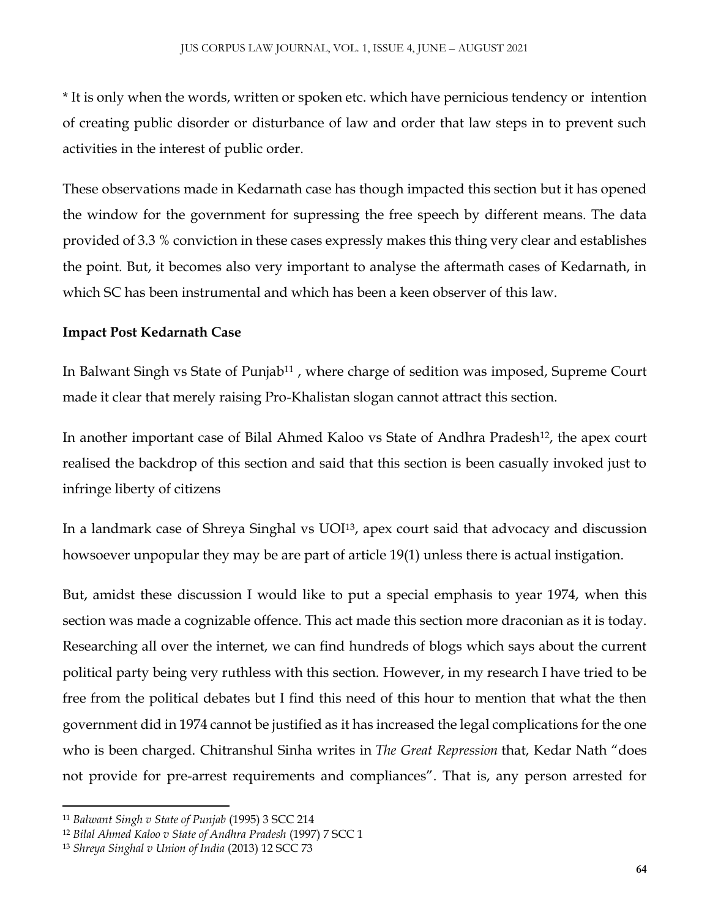* It is only when the words, written or spoken etc. which have pernicious tendency or intention of creating public disorder or disturbance of law and order that law steps in to prevent such activities in the interest of public order.

These observations made in Kedarnath case has though impacted this section but it has opened the window for the government for supressing the free speech by different means. The data provided of 3.3 % conviction in these cases expressly makes this thing very clear and establishes the point. But, it becomes also very important to analyse the aftermath cases of Kedarnath, in which SC has been instrumental and which has been a keen observer of this law.

**Impact Post Kedarnath Case**

In Balwant Singh vs State of Punjab[11] , where charge of sedition was imposed, Supreme Court made it clear that merely raising Pro-Khalistan slogan cannot attract this section.

In another important case of Bilal Ahmed Kaloo vs State of Andhra Pradesh[12], the apex court realised the backdrop of this section and said that this section is been casually invoked just to infringe liberty of citizens

In a landmark case of Shreya Singhal vs UOI[13], apex court said that advocacy and discussion howsoever unpopular they may be are part of article 19(1) unless there is actual instigation.

But, amidst these discussion I would like to put a special emphasis to year 1974, when this section was made a cognizable offence. This act made this section more draconian as it is today. Researching all over the internet, we can find hundreds of blogs which says about the current political party being very ruthless with this section. However, in my research I have tried to be free from the political debates but I find this need of this hour to mention that what the then government did in 1974 cannot be justified as it has increased the legal complications for the one who is been charged. Chitranshul Sinha writes in *The Great Repression* that, Kedar Nath "does not provide for pre-arrest requirements and compliances". That is, any person arrested for

[11] *Balwant Singh v State of Punjab* (1995) 3 SCC 214

[12] *Bilal Ahmed Kaloo v State of Andhra Pradesh* (1997) 7 SCC 1

[13] *Shreya Singhal v Union of India* (2013) 12 SCC 73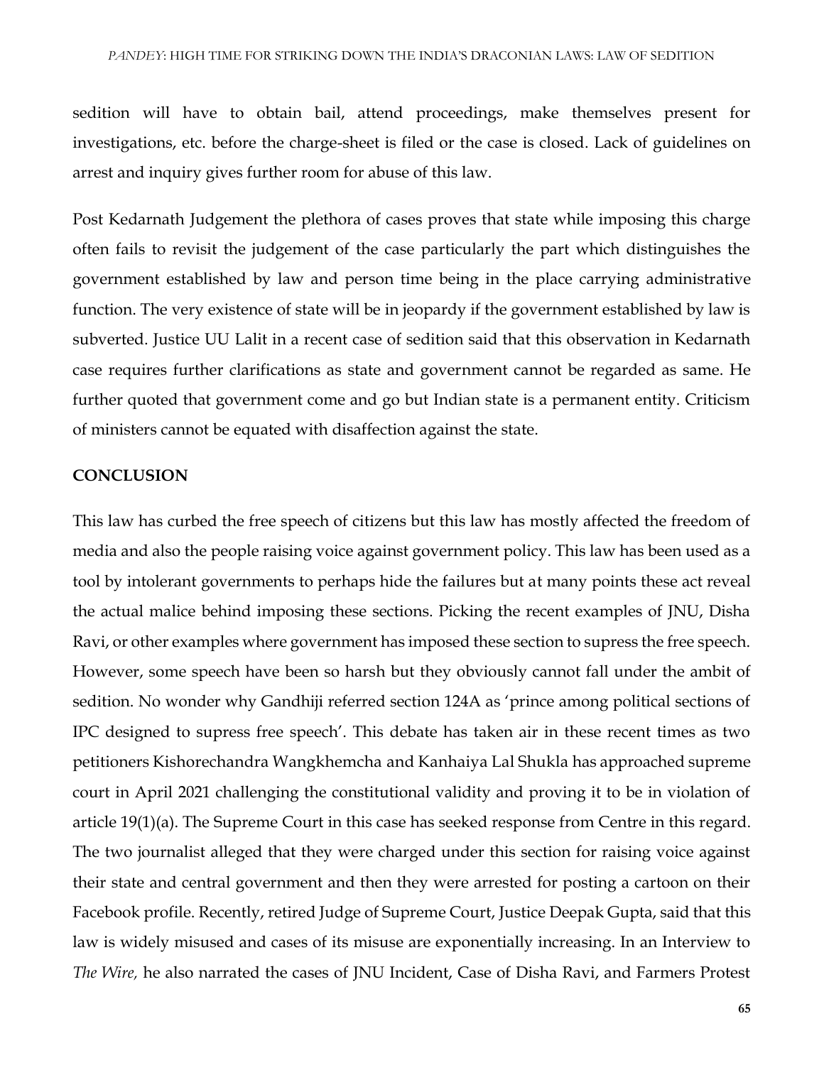sedition will have to obtain bail, attend proceedings, make themselves present for investigations, etc. before the charge-sheet is filed or the case is closed. Lack of guidelines on arrest and inquiry gives further room for abuse of this law.

Post Kedarnath Judgement the plethora of cases proves that state while imposing this charge often fails to revisit the judgement of the case particularly the part which distinguishes the government established by law and person time being in the place carrying administrative function. The very existence of state will be in jeopardy if the government established by law is subverted. Justice UU Lalit in a recent case of sedition said that this observation in Kedarnath case requires further clarifications as state and government cannot be regarded as same. He further quoted that government come and go but Indian state is a permanent entity. Criticism of ministers cannot be equated with disaffection against the state.

## CONCLUSION

This law has curbed the free speech of citizens but this law has mostly affected the freedom of media and also the people raising voice against government policy. This law has been used as a tool by intolerant governments to perhaps hide the failures but at many points these act reveal the actual malice behind imposing these sections. Picking the recent examples of JNU, Disha Ravi, or other examples where government has imposed these section to supress the free speech. However, some speech have been so harsh but they obviously cannot fall under the ambit of sedition. No wonder why Gandhiji referred section 124A as 'prince among political sections of IPC designed to supress free speech'. This debate has taken air in these recent times as two petitioners Kishorechandra Wangkhemcha and Kanhaiya Lal Shukla has approached supreme court in April 2021 challenging the constitutional validity and proving it to be in violation of article 19(1)(a). The Supreme Court in this case has seeked response from Centre in this regard. The two journalist alleged that they were charged under this section for raising voice against their state and central government and then they were arrested for posting a cartoon on their Facebook profile. Recently, retired Judge of Supreme Court, Justice Deepak Gupta, said that this law is widely misused and cases of its misuse are exponentially increasing. In an Interview to *The Wire,* he also narrated the cases of JNU Incident, Case of Disha Ravi, and Farmers Protest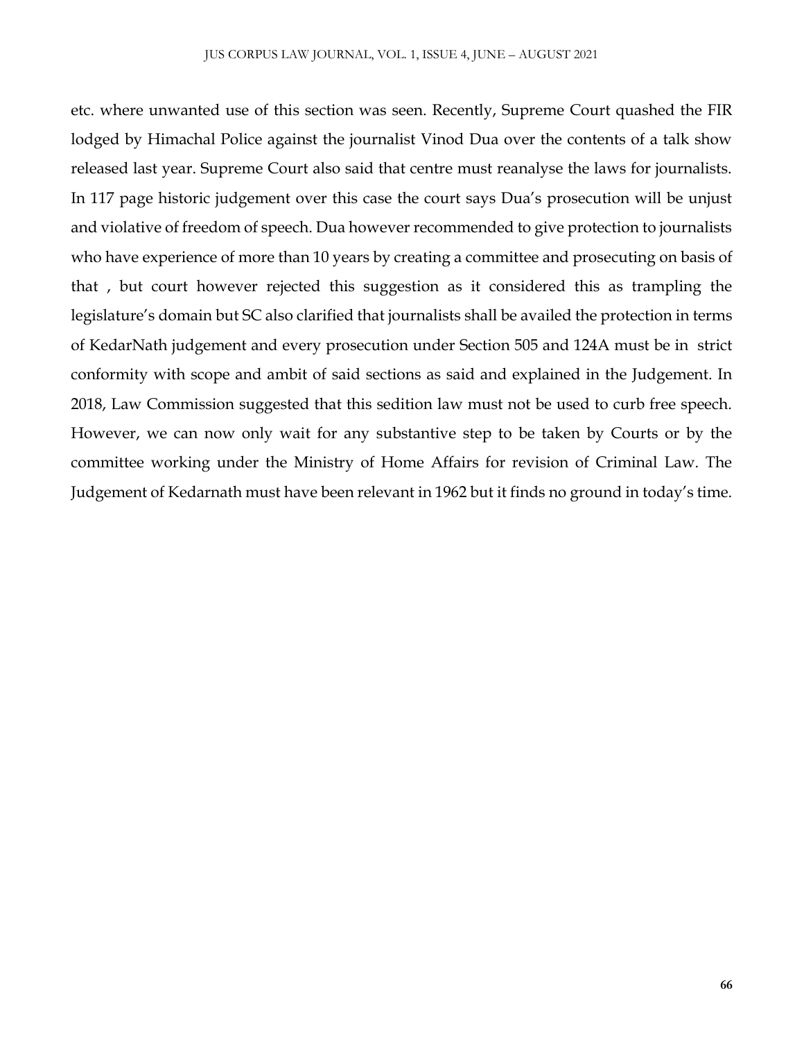etc. where unwanted use of this section was seen. Recently, Supreme Court quashed the FIR lodged by Himachal Police against the journalist Vinod Dua over the contents of a talk show released last year. Supreme Court also said that centre must reanalyse the laws for journalists. In 117 page historic judgement over this case the court says Dua's prosecution will be unjust and violative of freedom of speech. Dua however recommended to give protection to journalists who have experience of more than 10 years by creating a committee and prosecuting on basis of that , but court however rejected this suggestion as it considered this as trampling the legislature's domain but SC also clarified that journalists shall be availed the protection in terms of KedarNath judgement and every prosecution under Section 505 and 124A must be in strict conformity with scope and ambit of said sections as said and explained in the Judgement. In 2018, Law Commission suggested that this sedition law must not be used to curb free speech. However, we can now only wait for any substantive step to be taken by Courts or by the committee working under the Ministry of Home Affairs for revision of Criminal Law. The Judgement of Kedarnath must have been relevant in 1962 but it finds no ground in today's time.